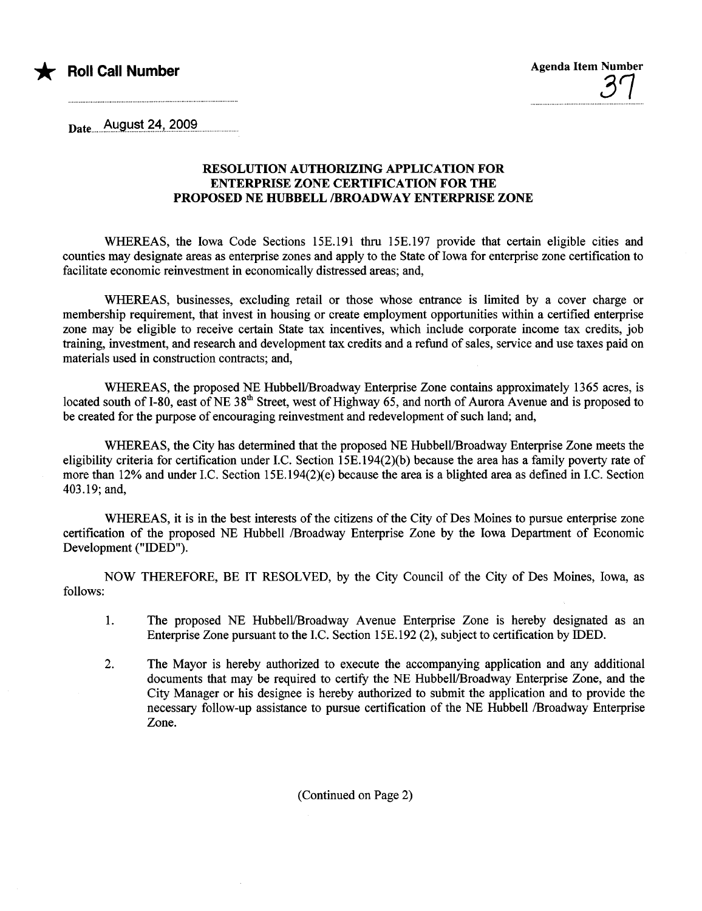★ **Roll Call Number**

Agenda Item Number 37

Date August 24, 2009

## RESOLUTION AUTHORIZING APPLICATION FOR ENTERPRISE ZONE CERTIFICATION FOR THE PROPOSED NE HUBBELL /BROADWAY ENTERPRISE ZONE

WHEREAS, the Iowa Code Sections 15E.191 thru 15E.197 provide that certain eligible cities and counties may designate areas as enterprise zones and apply to the State of Iowa for enterprise zone certification to facilitate economic reinvestment in economically distressed areas; and,

WHEREAS, businesses, excluding retail or those whose entrance is limited by a cover charge or membership requirement, that invest in housing or create employment opportunities within a certified enterprise zone may be eligible to receive certain State tax incentives, which include corporate income tax credits, job training, investment, and research and development tax credits and a refund of sales, service and use taxes paid on materials used in construction contracts; and,

WHEREAS, the proposed NE Hubbell/Broadway Enterprise Zone contains approximately 1365 acres, is located south of I-80, east of NE 38th Street, west of Highway 65, and north of Aurora Avenue and is proposed to be created for the purpose of encouraging reinvestment and redevelopment of such land; and,

WHEREAS, the City has determined that the proposed NE Hubbell/Broadway Enterprise Zone meets the eligibility criteria for certification under I.C. Section 15E.194(2)(b) because the area has a family poverty rate of more than 12% and under I.C. Section 15E.194(2)(e) because the area is a blighted area as defined in I.C. Section 403.19; and,

WHEREAS, it is in the best interests of the citizens of the City of Des Moines to pursue enterprise zone certification of the proposed NE Hubbell /Broadway Enterprise Zone by the Iowa Department of Economic Development ("IDED").

NOW THEREFORE, BE IT RESOLVED, by the City Council of the City of Des Moines, Iowa, as follows:

1. The proposed NE Hubbell/Broadway Avenue Enterprise Zone is hereby designated as an Enterprise Zone pursuant to the I.C. Section 15E.192 (2), subject to certification by IDED.

2. The Mayor is hereby authorized to execute the accompanying application and any additional documents that may be required to certify the NE Hubbell/Broadway Enterprise Zone, and the City Manager or his designee is hereby authorized to submit the application and to provide the necessary follow-up assistance to pursue certification of the NE Hubbell /Broadway Enterprise Zone.

(Continued on Page 2)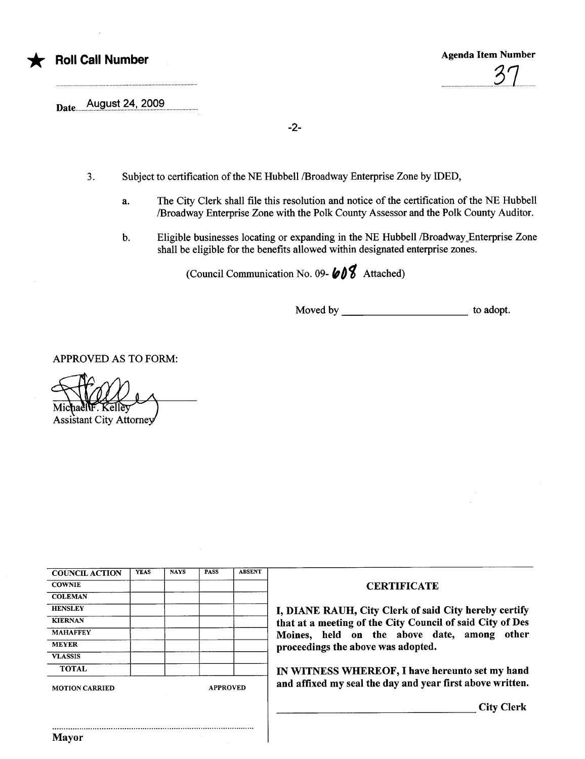★ **Roll Call Number**

Agenda Item Number

37

Date August 24, 2009

3. Subject to certification of the NE Hubbell /Broadway Enterprise Zone by IDED,

   a. The City Clerk shall file this resolution and notice of the certification of the NE Hubbell /Broadway Enterprise Zone with the Polk County Assessor and the Polk County Auditor.

   b. Eligible businesses locating or expanding in the NE Hubbell /Broadway Enterprise Zone shall be eligible for the benefits allowed within designated enterprise zones.

(Council Communication No. 09- 608 Attached)

Moved by ______________________ to adopt.

APPROVED AS TO FORM:

Michael F. Kelley
Assistant City Attorney

| COUNCIL ACTION | YEAS | NAYS | PASS | ABSENT |
|---|---|---|---|---|
| COWNIE | | | | |
| COLEMAN | | | | |
| HENSLEY | | | | |
| KIERNAN | | | | |
| MAHAFFEY | | | | |
| MEYER | | | | |
| VLASSIS | | | | |
| TOTAL | | | | |

MOTION CARRIED APPROVED

Mayor

**CERTIFICATE**

**I, DIANE RAUH, City Clerk of said City hereby certify that at a meeting of the City Council of said City of Des Moines, held on the above date, among other proceedings the above was adopted.**

**IN WITNESS WHEREOF, I have hereunto set my hand and affixed my seal the day and year first above written.**

______________________ **City Clerk**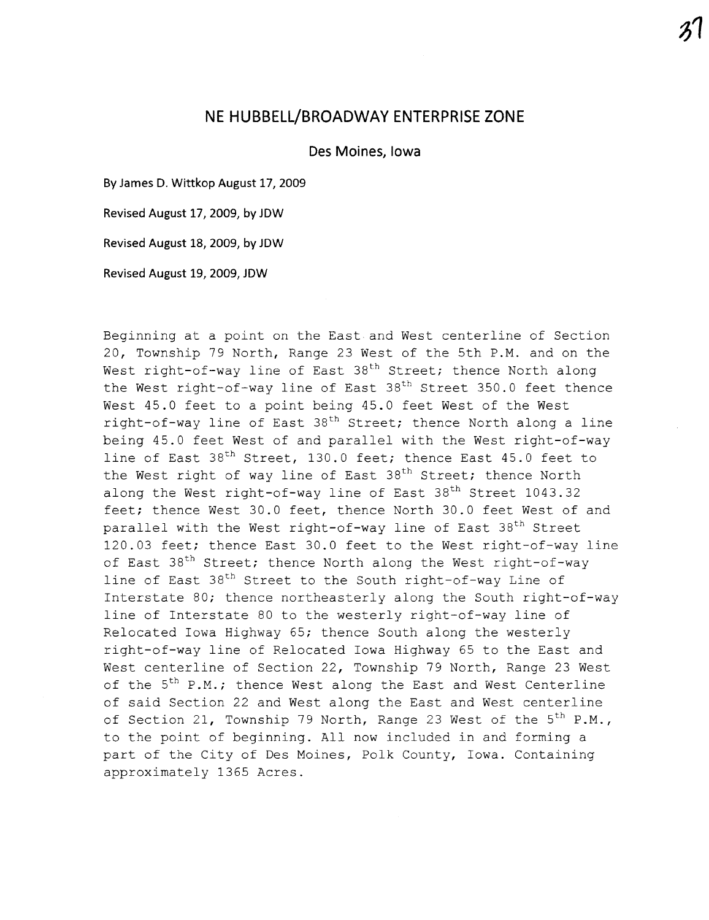# NE HUBBELL/BROADWAY ENTERPRISE ZONE

Des Moines, Iowa

By James D. Wittkop August 17, 2009

Revised August 17, 2009, by JDW

Revised August 18, 2009, by JDW

Revised August 19, 2009, JDW

Beginning at a point on the East and West centerline of Section 20, Township 79 North, Range 23 West of the 5th P.M. and on the West right-of-way line of East 38th Street; thence North along the West right-of-way line of East 38th Street 350.0 feet thence West 45.0 feet to a point being 45.0 feet West of the West right-of-way line of East 38th Street; thence North along a line being 45.0 feet West of and parallel with the West right-of-way line of East 38th Street, 130.0 feet; thence East 45.0 feet to the West right of way line of East 38th Street; thence North along the West right-of-way line of East 38th Street 1043.32 feet; thence West 30.0 feet, thence North 30.0 feet West of and parallel with the West right-of-way line of East 38th Street 120.03 feet; thence East 30.0 feet to the West right-of-way line of East 38th Street; thence North along the West right-of-way line of East 38th Street to the South right-of-way Line of Interstate 80; thence northeasterly along the South right-of-way line of Interstate 80 to the westerly right-of-way line of Relocated Iowa Highway 65; thence South along the westerly right-of-way line of Relocated Iowa Highway 65 to the East and West centerline of Section 22, Township 79 North, Range 23 West of the 5th P.M.; thence West along the East and West Centerline of said Section 22 and West along the East and West centerline of Section 21, Township 79 North, Range 23 West of the 5th P.M., to the point of beginning. All now included in and forming a part of the City of Des Moines, Polk County, Iowa. Containing approximately 1365 Acres.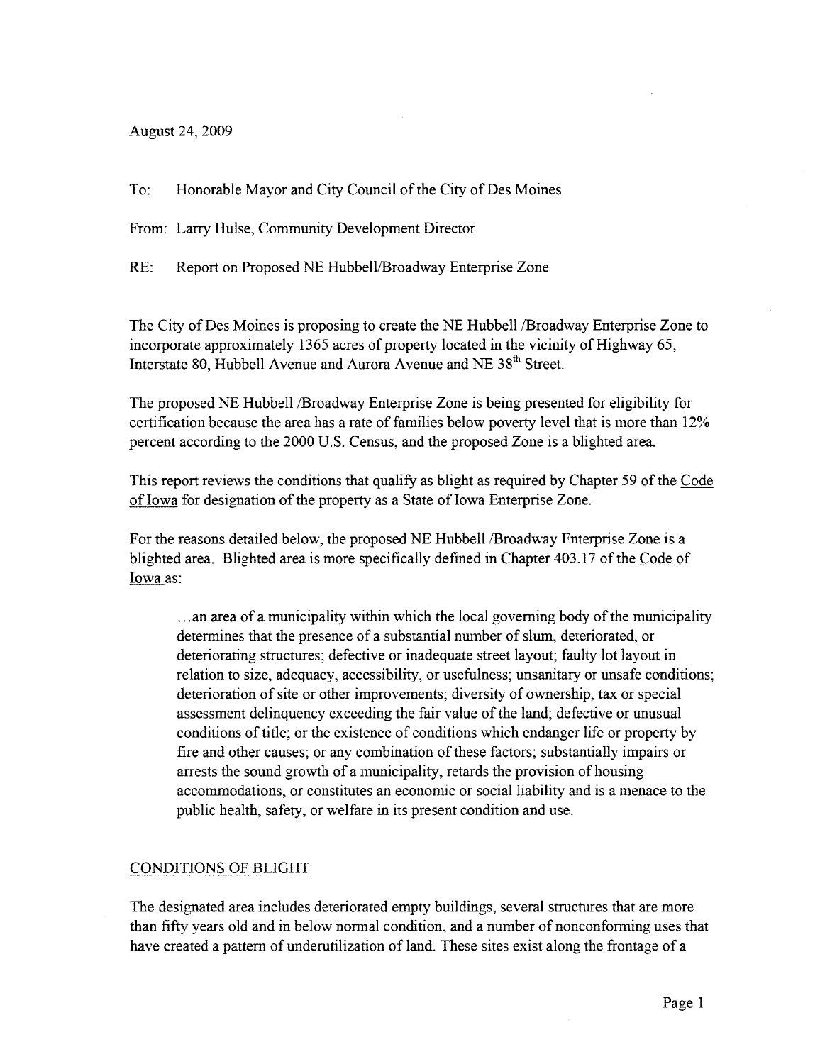August 24, 2009

To: Honorable Mayor and City Council of the City of Des Moines

From: Larry Hulse, Community Development Director

RE: Report on Proposed NE Hubbell/Broadway Enterprise Zone

The City of Des Moines is proposing to create the NE Hubbell /Broadway Enterprise Zone to incorporate approximately 1365 acres of property located in the vicinity of Highway 65, Interstate 80, Hubbell Avenue and Aurora Avenue and NE 38th Street.

The proposed NE Hubbell /Broadway Enterprise Zone is being presented for eligibility for certification because the area has a rate of families below poverty level that is more than 12% percent according to the 2000 U.S. Census, and the proposed Zone is a blighted area.

This report reviews the conditions that qualify as blight as required by Chapter 59 of the Code of Iowa for designation of the property as a State of Iowa Enterprise Zone.

For the reasons detailed below, the proposed NE Hubbell /Broadway Enterprise Zone is a blighted area. Blighted area is more specifically defined in Chapter 403.17 of the Code of Iowa as:

> …an area of a municipality within which the local governing body of the municipality determines that the presence of a substantial number of slum, deteriorated, or deteriorating structures; defective or inadequate street layout; faulty lot layout in relation to size, adequacy, accessibility, or usefulness; unsanitary or unsafe conditions; deterioration of site or other improvements; diversity of ownership, tax or special assessment delinquency exceeding the fair value of the land; defective or unusual conditions of title; or the existence of conditions which endanger life or property by fire and other causes; or any combination of these factors; substantially impairs or arrests the sound growth of a municipality, retards the provision of housing accommodations, or constitutes an economic or social liability and is a menace to the public health, safety, or welfare in its present condition and use.

## CONDITIONS OF BLIGHT

The designated area includes deteriorated empty buildings, several structures that are more than fifty years old and in below normal condition, and a number of nonconforming uses that have created a pattern of underutilization of land. These sites exist along the frontage of a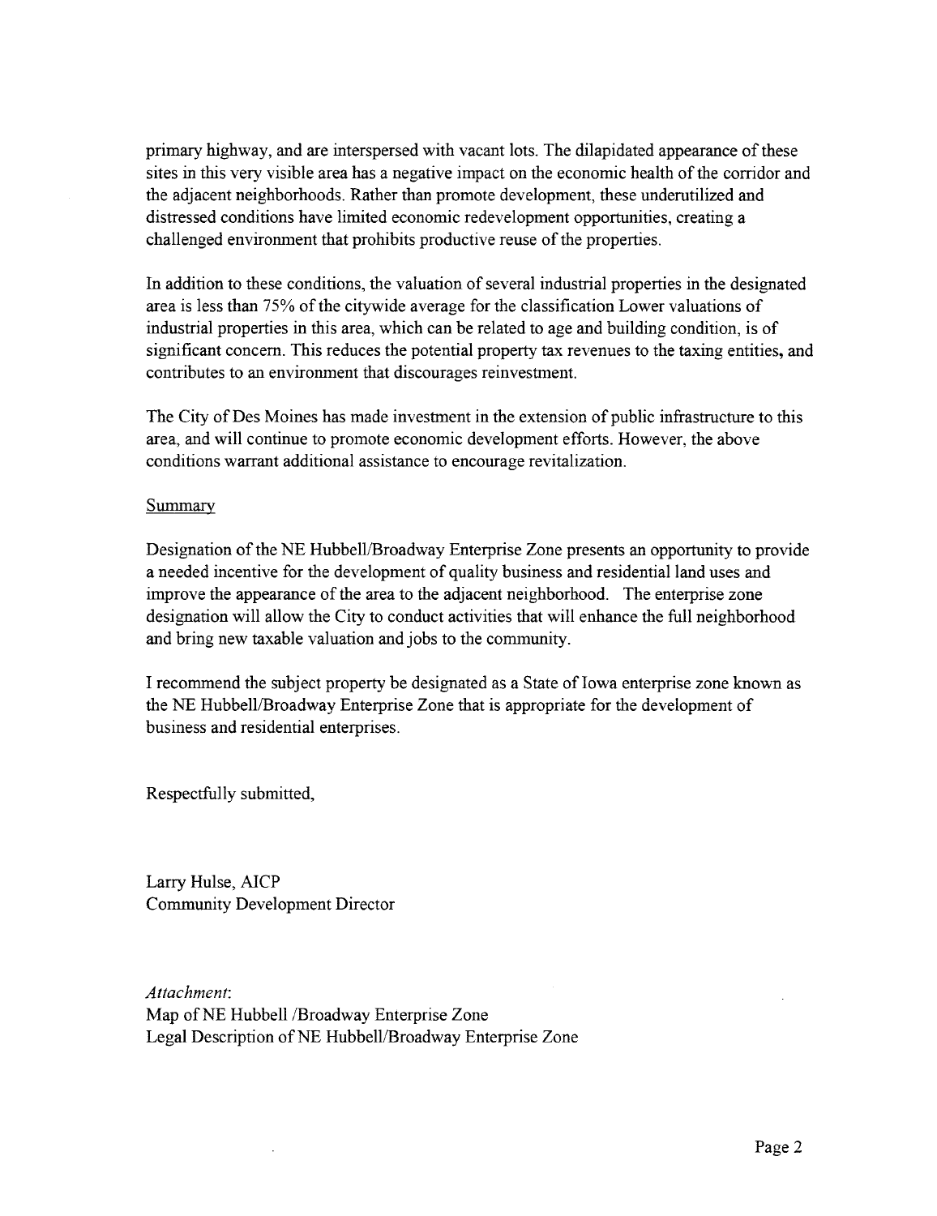primary highway, and are interspersed with vacant lots. The dilapidated appearance of these sites in this very visible area has a negative impact on the economic health of the corridor and the adjacent neighborhoods. Rather than promote development, these underutilized and distressed conditions have limited economic redevelopment opportunities, creating a challenged environment that prohibits productive reuse of the properties.

In addition to these conditions, the valuation of several industrial properties in the designated area is less than 75% of the citywide average for the classification Lower valuations of industrial properties in this area, which can be related to age and building condition, is of significant concern. This reduces the potential property tax revenues to the taxing entities, and contributes to an environment that discourages reinvestment.

The City of Des Moines has made investment in the extension of public infrastructure to this area, and will continue to promote economic development efforts. However, the above conditions warrant additional assistance to encourage revitalization.

Summary

Designation of the NE Hubbell/Broadway Enterprise Zone presents an opportunity to provide a needed incentive for the development of quality business and residential land uses and improve the appearance of the area to the adjacent neighborhood. The enterprise zone designation will allow the City to conduct activities that will enhance the full neighborhood and bring new taxable valuation and jobs to the community.

I recommend the subject property be designated as a State of Iowa enterprise zone known as the NE Hubbell/Broadway Enterprise Zone that is appropriate for the development of business and residential enterprises.

Respectfully submitted,

Larry Hulse, AICP
Community Development Director

*Attachment*:
Map of NE Hubbell /Broadway Enterprise Zone
Legal Description of NE Hubbell/Broadway Enterprise Zone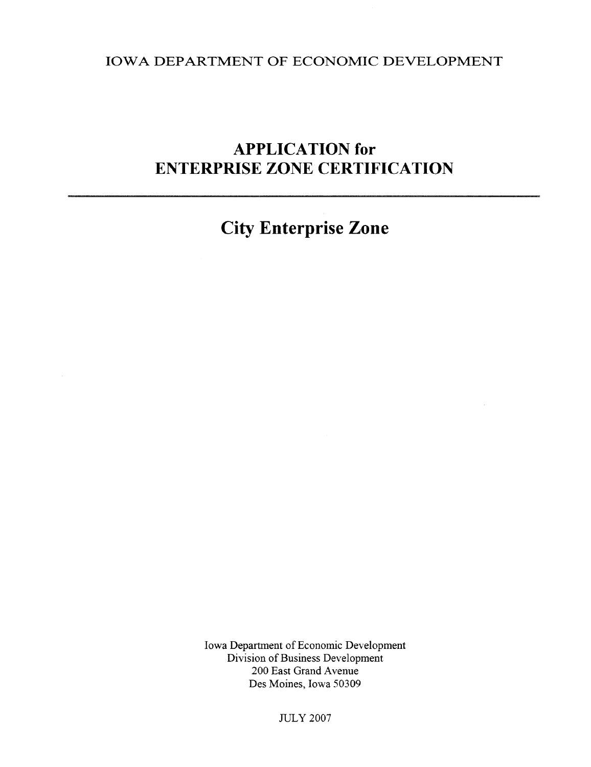IOWA DEPARTMENT OF ECONOMIC DEVELOPMENT

# APPLICATION for ENTERPRISE ZONE CERTIFICATION

---

# City Enterprise Zone

Iowa Department of Economic Development
Division of Business Development
200 East Grand Avenue
Des Moines, Iowa 50309

JULY 2007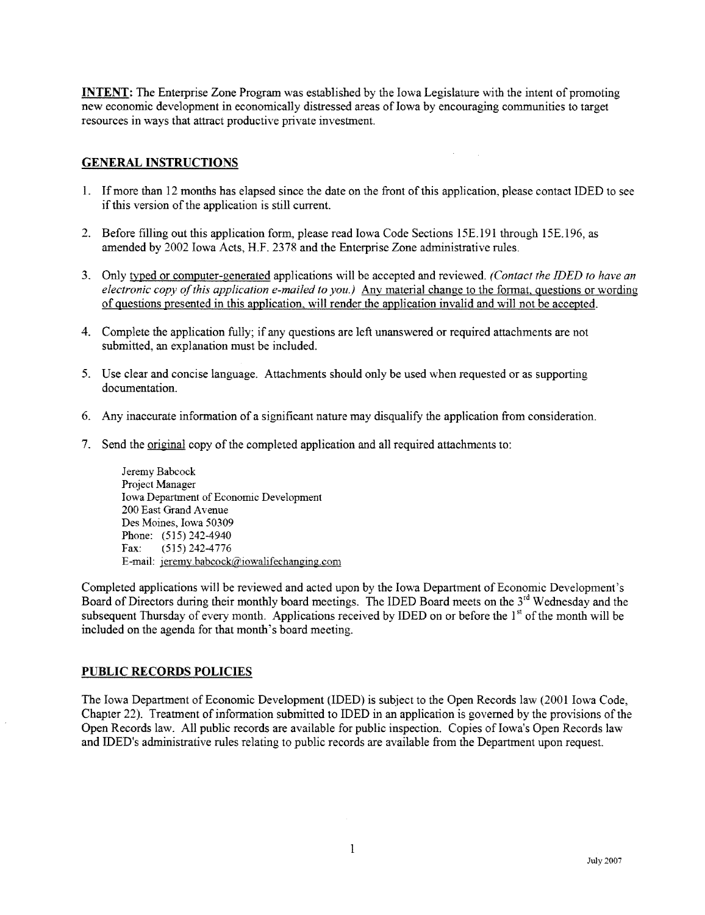**INTENT:** The Enterprise Zone Program was established by the Iowa Legislature with the intent of promoting new economic development in economically distressed areas of Iowa by encouraging communities to target resources in ways that attract productive private investment.

## GENERAL INSTRUCTIONS

1. If more than 12 months has elapsed since the date on the front of this application, please contact IDED to see if this version of the application is still current.

2. Before filling out this application form, please read Iowa Code Sections 15E.191 through 15E.196, as amended by 2002 Iowa Acts, H.F. 2378 and the Enterprise Zone administrative rules.

3. Only typed or computer-generated applications will be accepted and reviewed. *(Contact the IDED to have an electronic copy of this application e-mailed to you.)* Any material change to the format, questions or wording of questions presented in this application, will render the application invalid and will not be accepted.

4. Complete the application fully; if any questions are left unanswered or required attachments are not submitted, an explanation must be included.

5. Use clear and concise language. Attachments should only be used when requested or as supporting documentation.

6. Any inaccurate information of a significant nature may disqualify the application from consideration.

7. Send the original copy of the completed application and all required attachments to:

   Jeremy Babcock
   Project Manager
   Iowa Department of Economic Development
   200 East Grand Avenue
   Des Moines, Iowa 50309
   Phone: (515) 242-4940
   Fax: (515) 242-4776
   E-mail: jeremy.babcock@iowalifechanging.com

Completed applications will be reviewed and acted upon by the Iowa Department of Economic Development's Board of Directors during their monthly board meetings. The IDED Board meets on the 3rd Wednesday and the subsequent Thursday of every month. Applications received by IDED on or before the 1st of the month will be included on the agenda for that month's board meeting.

## PUBLIC RECORDS POLICIES

The Iowa Department of Economic Development (IDED) is subject to the Open Records law (2001 Iowa Code, Chapter 22). Treatment of information submitted to IDED in an application is governed by the provisions of the Open Records law. All public records are available for public inspection. Copies of Iowa's Open Records law and IDED's administrative rules relating to public records are available from the Department upon request.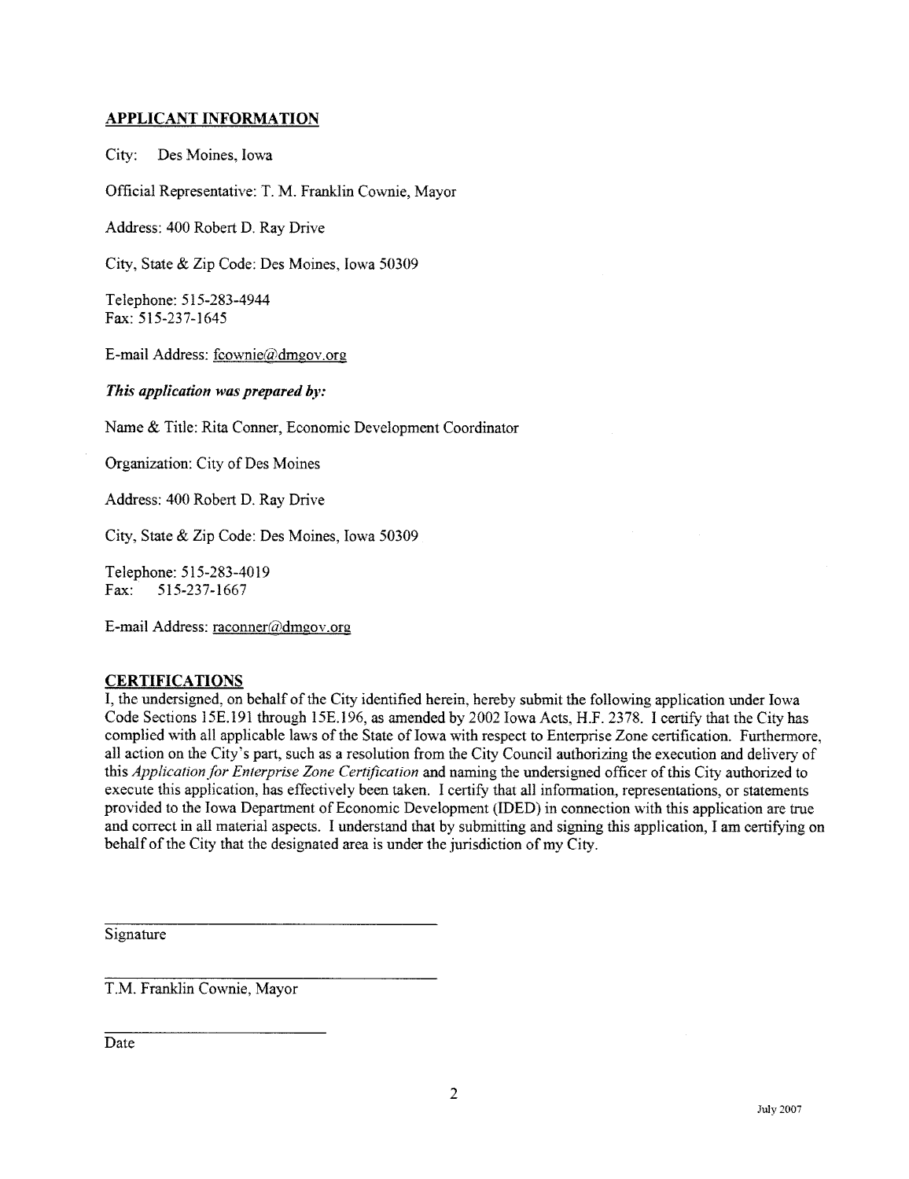## APPLICANT INFORMATION

City: Des Moines, Iowa

Official Representative: T. M. Franklin Cownie, Mayor

Address: 400 Robert D. Ray Drive

City, State & Zip Code: Des Moines, Iowa 50309

Telephone: 515-283-4944
Fax: 515-237-1645

E-mail Address: fcownie@dmgov.org

***This application was prepared by:***

Name & Title: Rita Conner, Economic Development Coordinator

Organization: City of Des Moines

Address: 400 Robert D. Ray Drive

City, State & Zip Code: Des Moines, Iowa 50309

Telephone: 515-283-4019
Fax: 515-237-1667

E-mail Address: raconner@dmgov.org

## CERTIFICATIONS

I, the undersigned, on behalf of the City identified herein, hereby submit the following application under Iowa Code Sections 15E.191 through 15E.196, as amended by 2002 Iowa Acts, H.F. 2378. I certify that the City has complied with all applicable laws of the State of Iowa with respect to Enterprise Zone certification. Furthermore, all action on the City's part, such as a resolution from the City Council authorizing the execution and delivery of this *Application for Enterprise Zone Certification* and naming the undersigned officer of this City authorized to execute this application, has effectively been taken. I certify that all information, representations, or statements provided to the Iowa Department of Economic Development (IDED) in connection with this application are true and correct in all material aspects. I understand that by submitting and signing this application, I am certifying on behalf of the City that the designated area is under the jurisdiction of my City.

______________________________
Signature

______________________________
T.M. Franklin Cownie, Mayor

____________________
Date

July 2007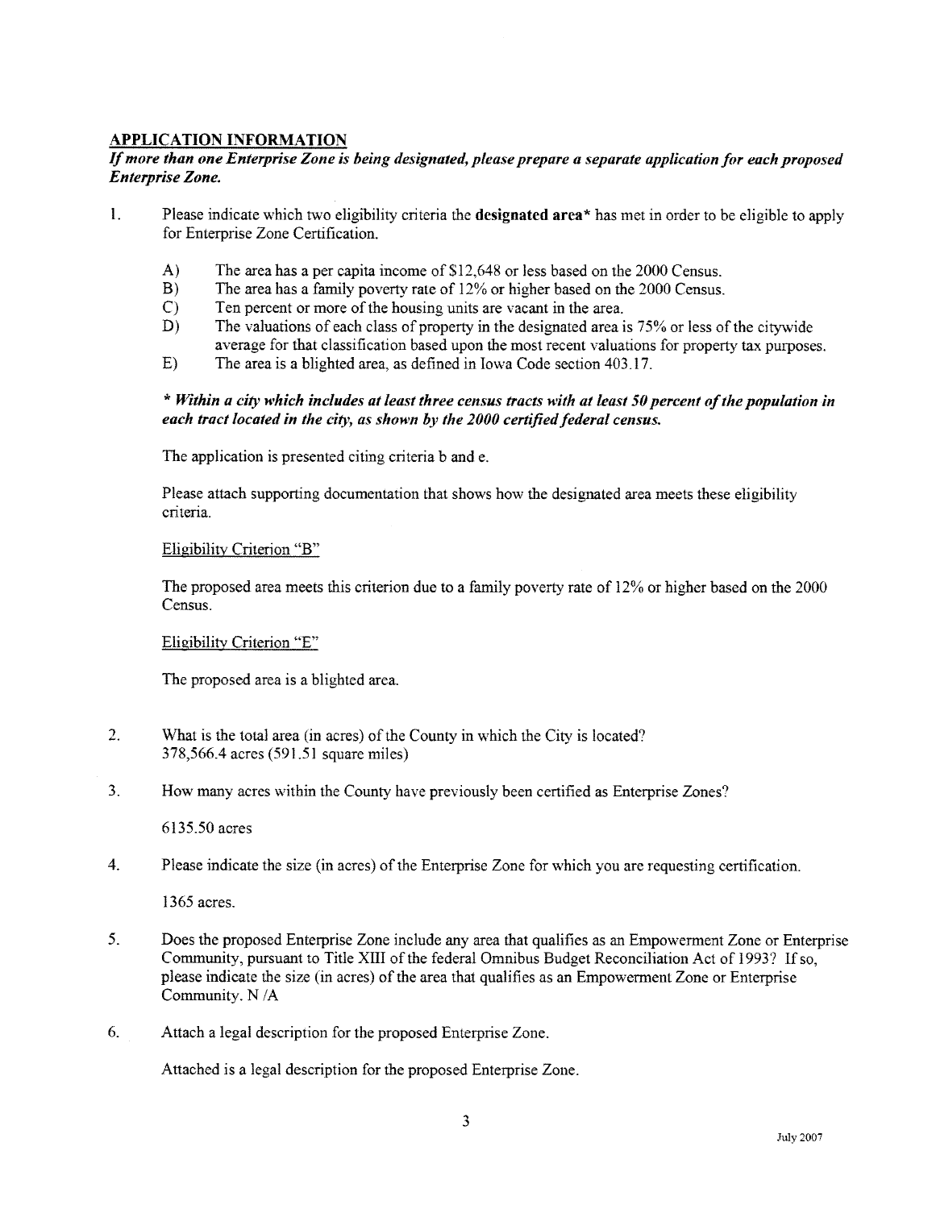## APPLICATION INFORMATION

***If more than one Enterprise Zone is being designated, please prepare a separate application for each proposed Enterprise Zone.***

1. Please indicate which two eligibility criteria the **designated area*** has met in order to be eligible to apply for Enterprise Zone Certification.

   A) The area has a per capita income of $12,648 or less based on the 2000 Census.
   B) The area has a family poverty rate of 12% or higher based on the 2000 Census.
   C) Ten percent or more of the housing units are vacant in the area.
   D) The valuations of each class of property in the designated area is 75% or less of the citywide average for that classification based upon the most recent valuations for property tax purposes.
   E) The area is a blighted area, as defined in Iowa Code section 403.17.

   ***\* Within a city which includes at least three census tracts with at least 50 percent of the population in each tract located in the city, as shown by the 2000 certified federal census.***

   The application is presented citing criteria b and e.

   Please attach supporting documentation that shows how the designated area meets these eligibility criteria.

   <u>Eligibility Criterion "B"</u>

   The proposed area meets this criterion due to a family poverty rate of 12% or higher based on the 2000 Census.

   <u>Eligibility Criterion "E"</u>

   The proposed area is a blighted area.

2. What is the total area (in acres) of the County in which the City is located?
   378,566.4 acres (591.51 square miles)

3. How many acres within the County have previously been certified as Enterprise Zones?

   6135.50 acres

4. Please indicate the size (in acres) of the Enterprise Zone for which you are requesting certification.

   1365 acres.

5. Does the proposed Enterprise Zone include any area that qualifies as an Empowerment Zone or Enterprise Community, pursuant to Title XIII of the federal Omnibus Budget Reconciliation Act of 1993? If so, please indicate the size (in acres) of the area that qualifies as an Empowerment Zone or Enterprise Community. N /A

6. Attach a legal description for the proposed Enterprise Zone.

   Attached is a legal description for the proposed Enterprise Zone.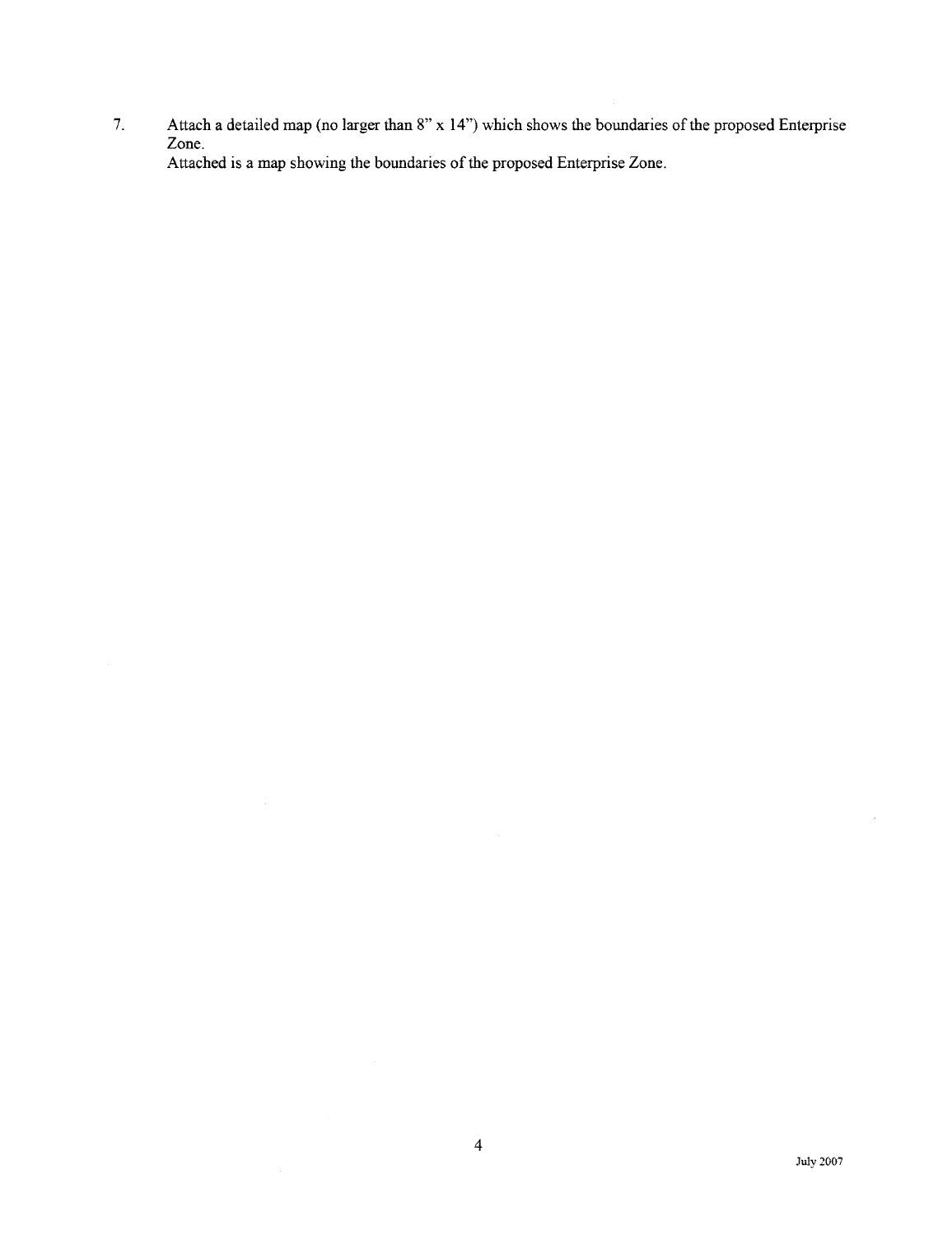7. Attach a detailed map (no larger than 8" x 14") which shows the boundaries of the proposed Enterprise Zone.
   Attached is a map showing the boundaries of the proposed Enterprise Zone.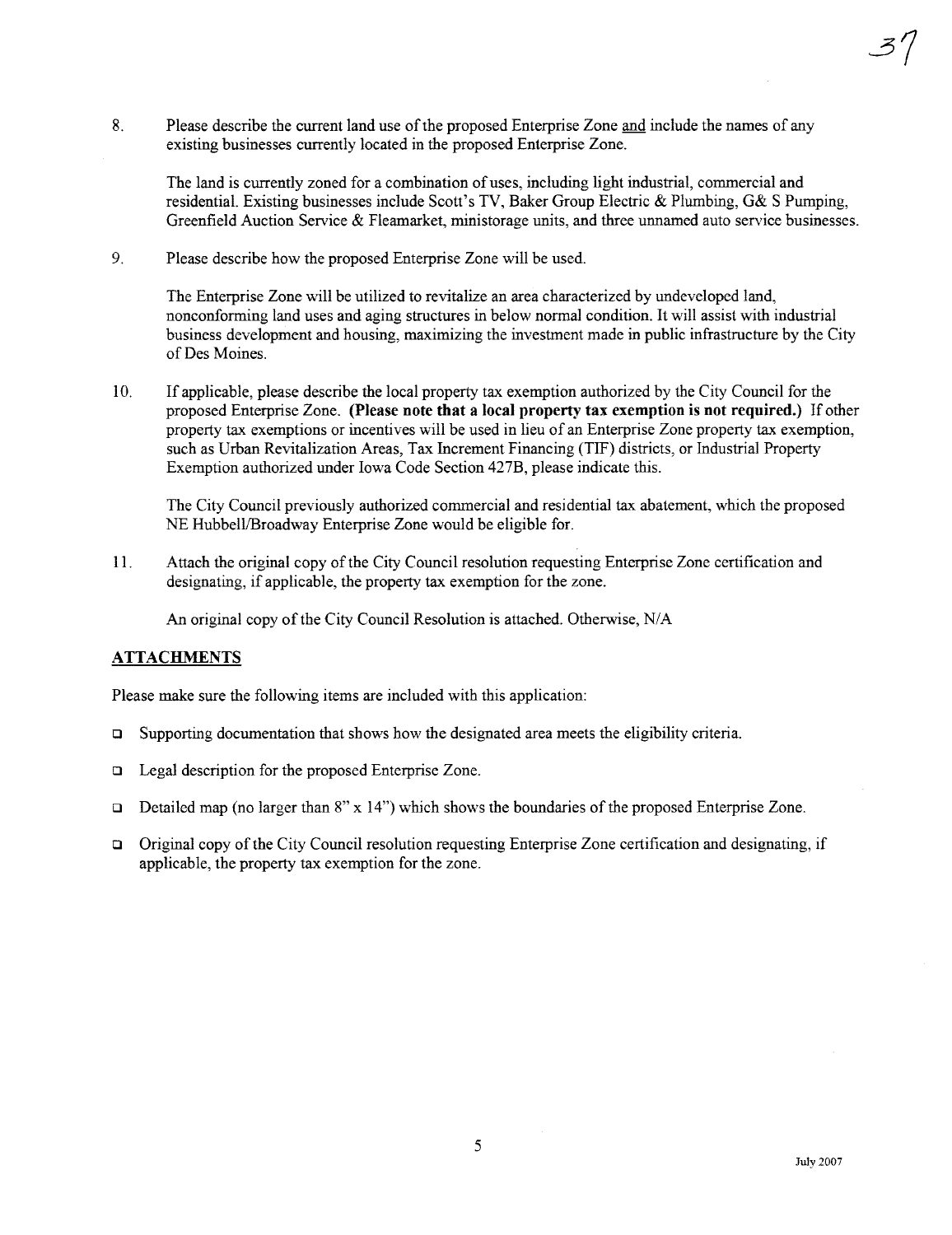8. Please describe the current land use of the proposed Enterprise Zone <u>and</u> include the names of any existing businesses currently located in the proposed Enterprise Zone.

   The land is currently zoned for a combination of uses, including light industrial, commercial and residential. Existing businesses include Scott's TV, Baker Group Electric & Plumbing, G& S Pumping, Greenfield Auction Service & Fleamarket, ministorage units, and three unnamed auto service businesses.

9. Please describe how the proposed Enterprise Zone will be used.

   The Enterprise Zone will be utilized to revitalize an area characterized by undeveloped land, nonconforming land uses and aging structures in below normal condition. It will assist with industrial business development and housing, maximizing the investment made in public infrastructure by the City of Des Moines.

10. If applicable, please describe the local property tax exemption authorized by the City Council for the proposed Enterprise Zone. **(Please note that a local property tax exemption is not required.)** If other property tax exemptions or incentives will be used in lieu of an Enterprise Zone property tax exemption, such as Urban Revitalization Areas, Tax Increment Financing (TIF) districts, or Industrial Property Exemption authorized under Iowa Code Section 427B, please indicate this.

    The City Council previously authorized commercial and residential tax abatement, which the proposed NE Hubbell/Broadway Enterprise Zone would be eligible for.

11. Attach the original copy of the City Council resolution requesting Enterprise Zone certification and designating, if applicable, the property tax exemption for the zone.

    An original copy of the City Council Resolution is attached. Otherwise, N/A

## ATTACHMENTS

Please make sure the following items are included with this application:

- ☐ Supporting documentation that shows how the designated area meets the eligibility criteria.
- ☐ Legal description for the proposed Enterprise Zone.
- ☐ Detailed map (no larger than 8" x 14") which shows the boundaries of the proposed Enterprise Zone.
- ☐ Original copy of the City Council resolution requesting Enterprise Zone certification and designating, if applicable, the property tax exemption for the zone.

July 2007